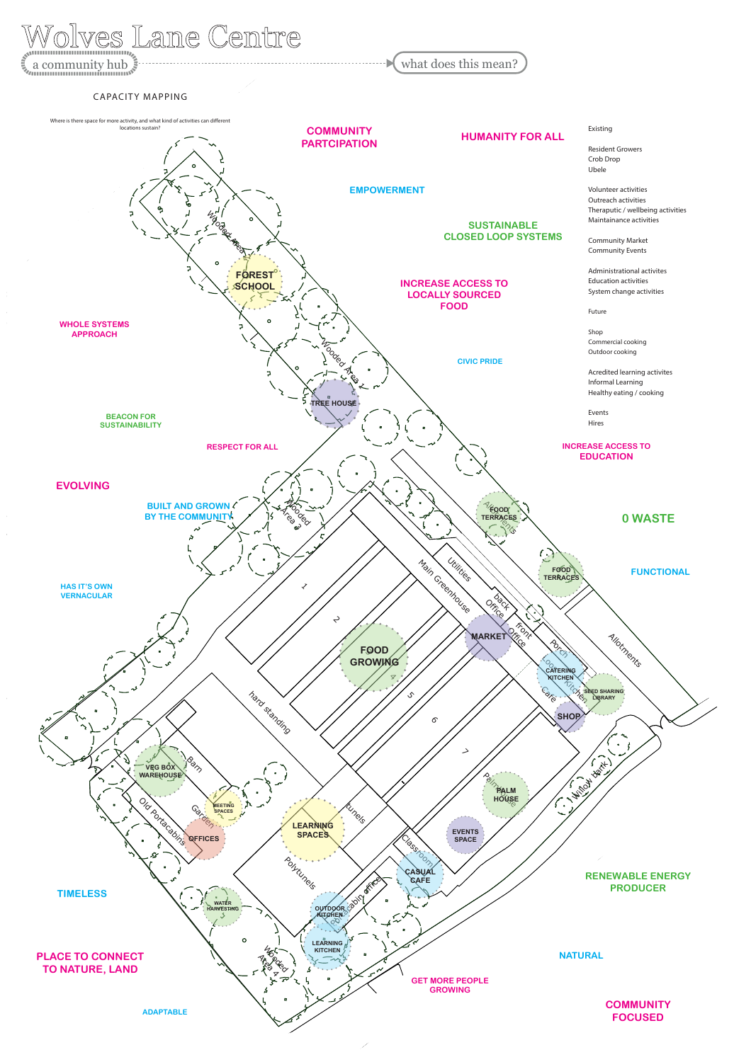# Wolves Lane Centre

a community hub → what does this mean?

## CAPACITY MAPPING

Where is there space for more activity, and what kind of activities can different locations sustain?

**Existing**

- Resident Growers
- Crob Drop
- Ubele

- Volunteer activities
- Outreach activities
- Theraputic / wellbeing activities
- Maintainance activities

- Community Market
- Community Events

- Administrational activites
- Education activities
- System change activities

**Future**

- Shop
- Commercial cooking
- Outdoor cooking

- Acredited learning activites
- Informal Learning
- Healthy eating / cooking

- Events
- Hires

COMMUNITY PARTCIPATION

HUMANITY FOR ALL

EMPOWERMENT

SUSTAINABLE CLOSED LOOP SYSTEMS

INCREASE ACCESS TO LOCALLY SOURCED FOOD

WHOLE SYSTEMS APPROACH

CIVIC PRIDE

BEACON FOR SUSTAINABILITY

RESPECT FOR ALL

INCREASE ACCESS TO EDUCATION

EVOLVING

BUILT AND GROWN BY THE COMMUNITY

0 WASTE

FUNCTIONAL

HAS IT'S OWN VERNACULAR

TIMELESS

RENEWABLE ENERGY PRODUCER

PLACE TO CONNECT TO NATURE, LAND

NATURAL

GET MORE PEOPLE GROWING

ADAPTABLE

COMMUNITY FOCUSED

Map labels: Wooded Area, FOREST SCHOOL, Wooded Area, TREE HOUSE, Wooded Area 3, Allotments, FOOD TERRACES, FOOD TERRACES, Allotments, 1, 2, 3, 4, 5, 6, 7, Main Greenhouse, Utilities, back Office, front Office, Porch, Kitchen, Cafe, MARKET, CATERING KITCHEN, SEED SHARING LIBRARY, SHOP, FOOD GROWING, hard standing, Barn, VEG BOX WAREHOUSE, MEETING SPACES, Garden, Old Portacabins, OFFICES, LEARNING SPACES, tunels, Polytunels, Palm House, PALM HOUSE, EVENTS SPACE, Classroom, CASUAL CAFE, Willow Bank, WATER HARVESTING, OUTDOOR KITCHEN, Portacabin office, LEARNING KITCHEN, Wooded Area 4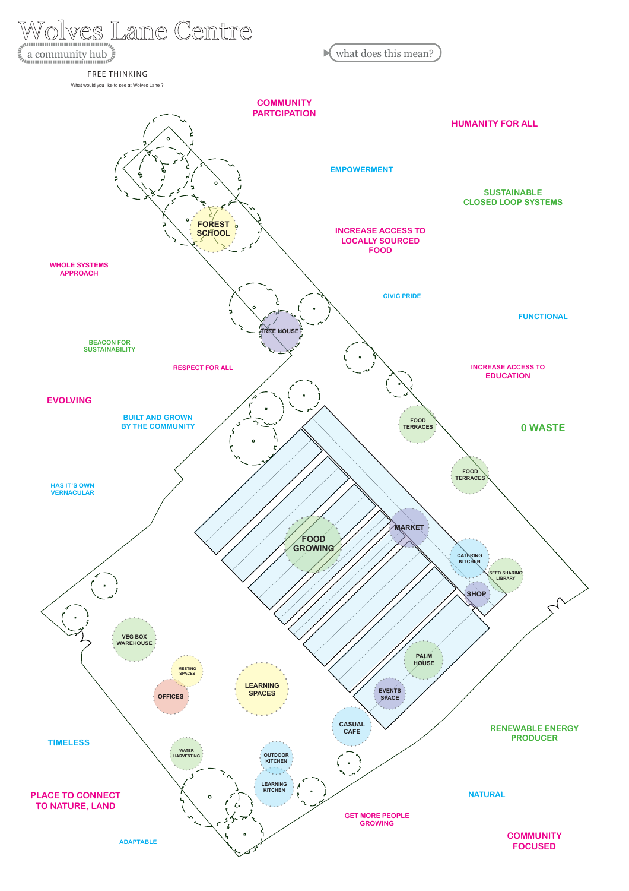# Wolves Lane Centre

a community hub

what does this mean?

FREE THINKING

What would you like to see at Wolves Lane ?

COMMUNITY PARTCIPATION

HUMANITY FOR ALL

EMPOWERMENT

SUSTAINABLE CLOSED LOOP SYSTEMS

INCREASE ACCESS TO LOCALLY SOURCED FOOD

WHOLE SYSTEMS APPROACH

CIVIC PRIDE

FUNCTIONAL

BEACON FOR SUSTAINABILITY

RESPECT FOR ALL

INCREASE ACCESS TO EDUCATION

EVOLVING

BUILT AND GROWN BY THE COMMUNITY

0 WASTE

HAS IT'S OWN VERNACULAR

FOREST SCHOOL

TREE HOUSE

FOOD TERRACES

FOOD TERRACES

FOOD GROWING

MARKET

CATERING KITCHEN

SEED SHARING LIBRARY

SHOP

VEG BOX WAREHOUSE

MEETING SPACES

OFFICES

LEARNING SPACES

PALM HOUSE

EVENTS SPACE

CASUAL CAFE

WATER HARVESTING

OUTDOOR KITCHEN

LEARNING KITCHEN

TIMELESS

RENEWABLE ENERGY PRODUCER

PLACE TO CONNECT TO NATURE, LAND

NATURAL

GET MORE PEOPLE GROWING

ADAPTABLE

COMMUNITY FOCUSED